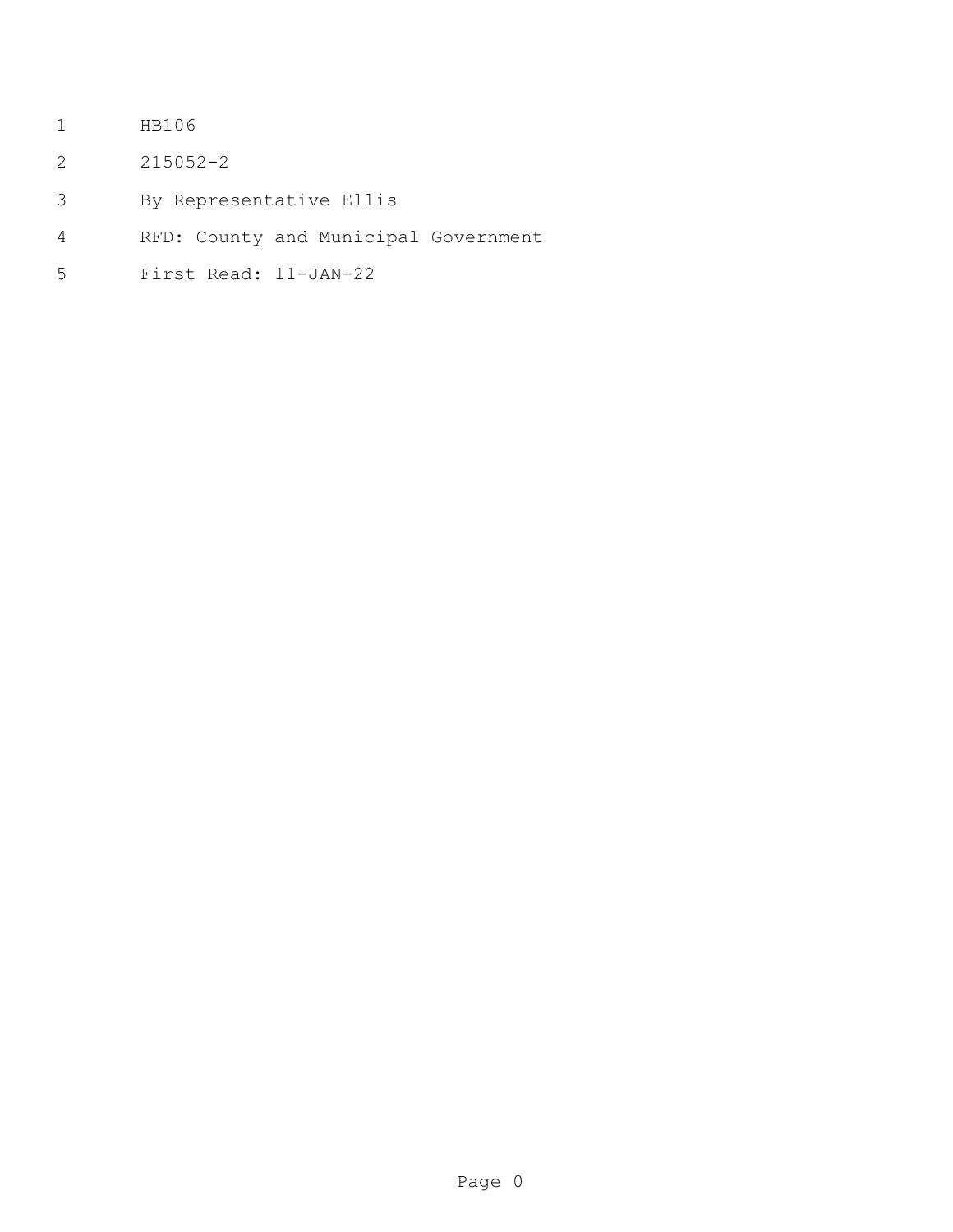HB106

215052-2

By Representative Ellis

RFD: County and Municipal Government

First Read: 11-JAN-22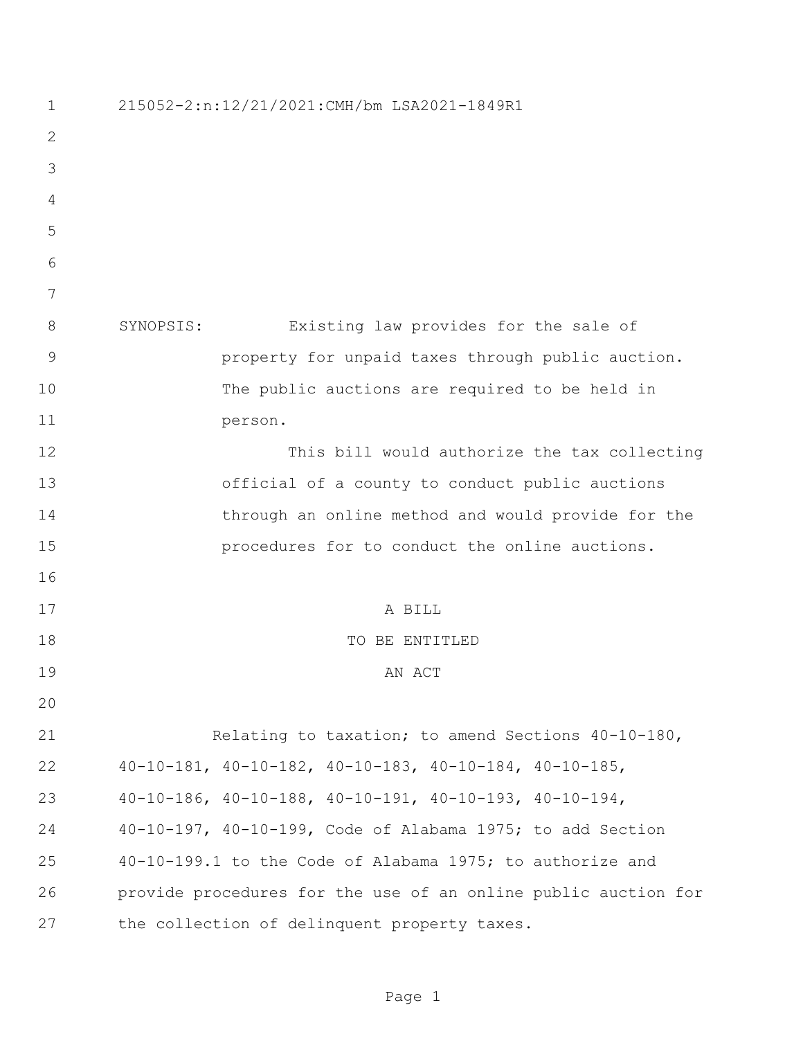215052-2:n:12/21/2021:CMH/bm LSA2021-1849R1

SYNOPSIS: Existing law provides for the sale of property for unpaid taxes through public auction. The public auctions are required to be held in person.

This bill would authorize the tax collecting official of a county to conduct public auctions through an online method and would provide for the procedures for to conduct the online auctions.

A BILL

TO BE ENTITLED

AN ACT

Relating to taxation; to amend Sections 40-10-180, 40-10-181, 40-10-182, 40-10-183, 40-10-184, 40-10-185, 40-10-186, 40-10-188, 40-10-191, 40-10-193, 40-10-194, 40-10-197, 40-10-199, Code of Alabama 1975; to add Section 40-10-199.1 to the Code of Alabama 1975; to authorize and provide procedures for the use of an online public auction for the collection of delinquent property taxes.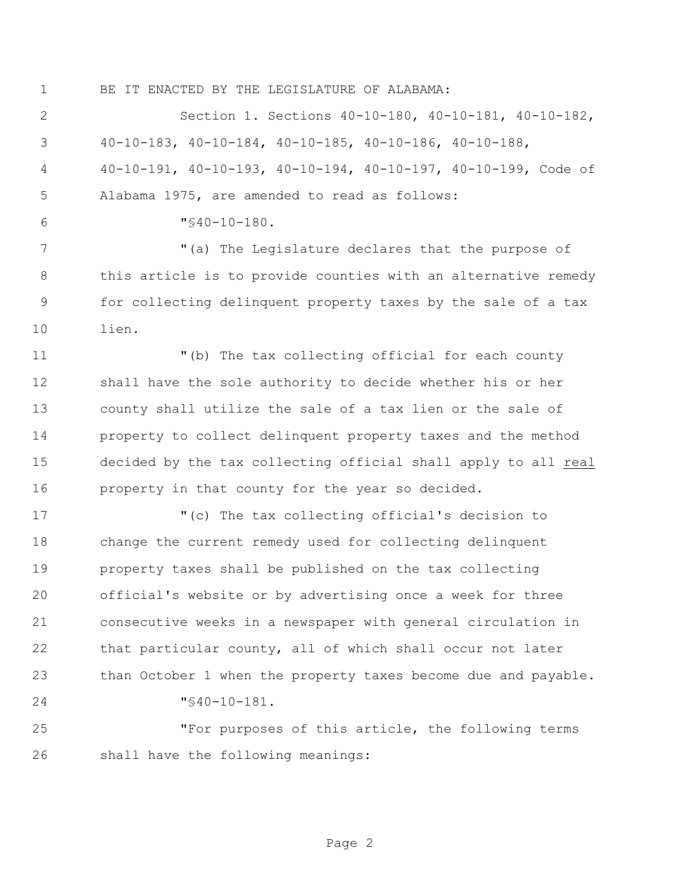BE IT ENACTED BY THE LEGISLATURE OF ALABAMA:

Section 1. Sections 40-10-180, 40-10-181, 40-10-182, 40-10-183, 40-10-184, 40-10-185, 40-10-186, 40-10-188, 40-10-191, 40-10-193, 40-10-194, 40-10-197, 40-10-199, Code of Alabama 1975, are amended to read as follows:

"§40-10-180.

"(a) The Legislature declares that the purpose of this article is to provide counties with an alternative remedy for collecting delinquent property taxes by the sale of a tax lien.

"(b) The tax collecting official for each county shall have the sole authority to decide whether his or her county shall utilize the sale of a tax lien or the sale of property to collect delinquent property taxes and the method decided by the tax collecting official shall apply to all <u>real</u> property in that county for the year so decided.

"(c) The tax collecting official's decision to change the current remedy used for collecting delinquent property taxes shall be published on the tax collecting official's website or by advertising once a week for three consecutive weeks in a newspaper with general circulation in that particular county, all of which shall occur not later than October 1 when the property taxes become due and payable.

"§40-10-181.

"For purposes of this article, the following terms shall have the following meanings: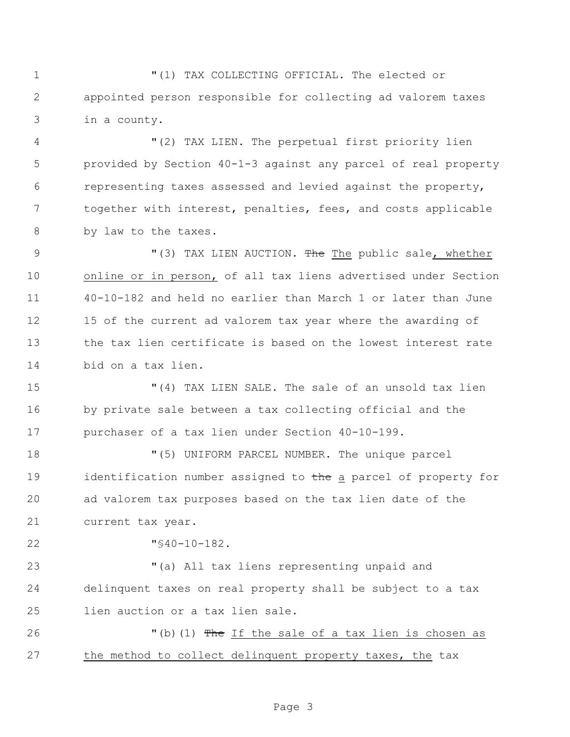"(1) TAX COLLECTING OFFICIAL. The elected or appointed person responsible for collecting ad valorem taxes in a county.

"(2) TAX LIEN. The perpetual first priority lien provided by Section 40-1-3 against any parcel of real property representing taxes assessed and levied against the property, together with interest, penalties, fees, and costs applicable by law to the taxes.

"(3) TAX LIEN AUCTION. ~~The~~ <u>The</u> public sale<u>, whether online or in person,</u> of all tax liens advertised under Section 40-10-182 and held no earlier than March 1 or later than June 15 of the current ad valorem tax year where the awarding of the tax lien certificate is based on the lowest interest rate bid on a tax lien.

"(4) TAX LIEN SALE. The sale of an unsold tax lien by private sale between a tax collecting official and the purchaser of a tax lien under Section 40-10-199.

"(5) UNIFORM PARCEL NUMBER. The unique parcel identification number assigned to ~~the~~ <u>a</u> parcel of property for ad valorem tax purposes based on the tax lien date of the current tax year.

"§40-10-182.

"(a) All tax liens representing unpaid and delinquent taxes on real property shall be subject to a tax lien auction or a tax lien sale.

"(b)(1) ~~The~~ <u>If the sale of a tax lien is chosen as the method to collect delinquent property taxes, the</u> tax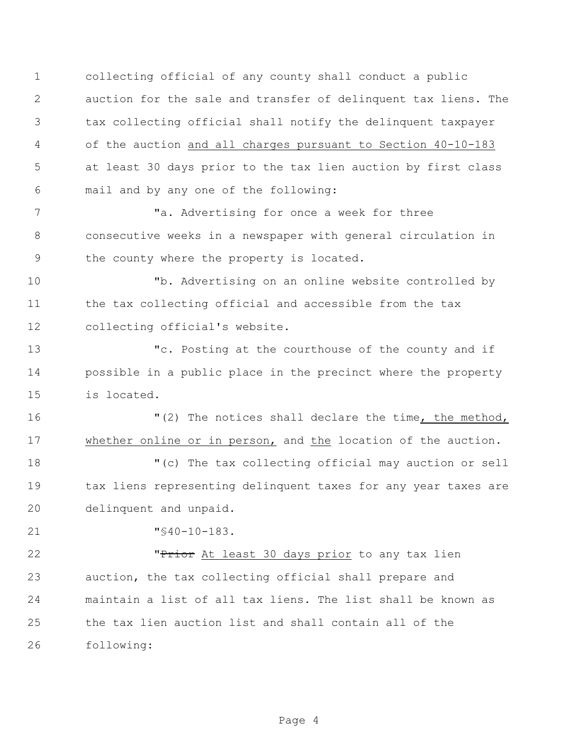collecting official of any county shall conduct a public auction for the sale and transfer of delinquent tax liens. The tax collecting official shall notify the delinquent taxpayer of the auction <u>and all charges pursuant to Section 40-10-183</u> at least 30 days prior to the tax lien auction by first class mail and by any one of the following:

"a. Advertising for once a week for three consecutive weeks in a newspaper with general circulation in the county where the property is located.

"b. Advertising on an online website controlled by the tax collecting official and accessible from the tax collecting official's website.

"c. Posting at the courthouse of the county and if possible in a public place in the precinct where the property is located.

"(2) The notices shall declare the time<u>, the method, whether online or in person,</u> and <u>the</u> location of the auction.

"(c) The tax collecting official may auction or sell tax liens representing delinquent taxes for any year taxes are delinquent and unpaid.

"§40-10-183.

"~~Prior~~ <u>At least 30 days prior</u> to any tax lien auction, the tax collecting official shall prepare and maintain a list of all tax liens. The list shall be known as the tax lien auction list and shall contain all of the following: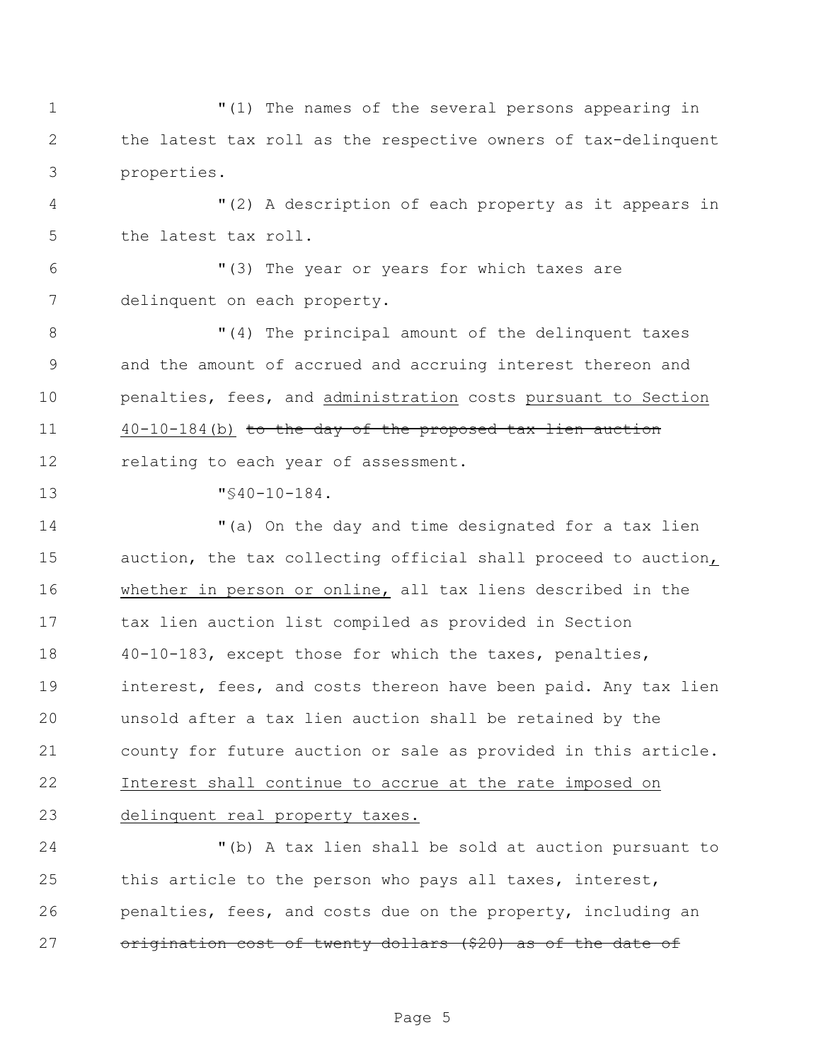"(1) The names of the several persons appearing in the latest tax roll as the respective owners of tax-delinquent properties.

"(2) A description of each property as it appears in the latest tax roll.

"(3) The year or years for which taxes are delinquent on each property.

"(4) The principal amount of the delinquent taxes and the amount of accrued and accruing interest thereon and penalties, fees, and <u>administration</u> costs <u>pursuant to Section 40-10-184(b)</u> ~~to the day of the proposed tax lien auction~~ relating to each year of assessment.

"§40-10-184.

"(a) On the day and time designated for a tax lien auction, the tax collecting official shall proceed to auction<u>, whether in person or online,</u> all tax liens described in the tax lien auction list compiled as provided in Section 40-10-183, except those for which the taxes, penalties, interest, fees, and costs thereon have been paid. Any tax lien unsold after a tax lien auction shall be retained by the county for future auction or sale as provided in this article. <u>Interest shall continue to accrue at the rate imposed on delinquent real property taxes.</u>

"(b) A tax lien shall be sold at auction pursuant to this article to the person who pays all taxes, interest, penalties, fees, and costs due on the property, including an ~~origination cost of twenty dollars ($20) as of the date of~~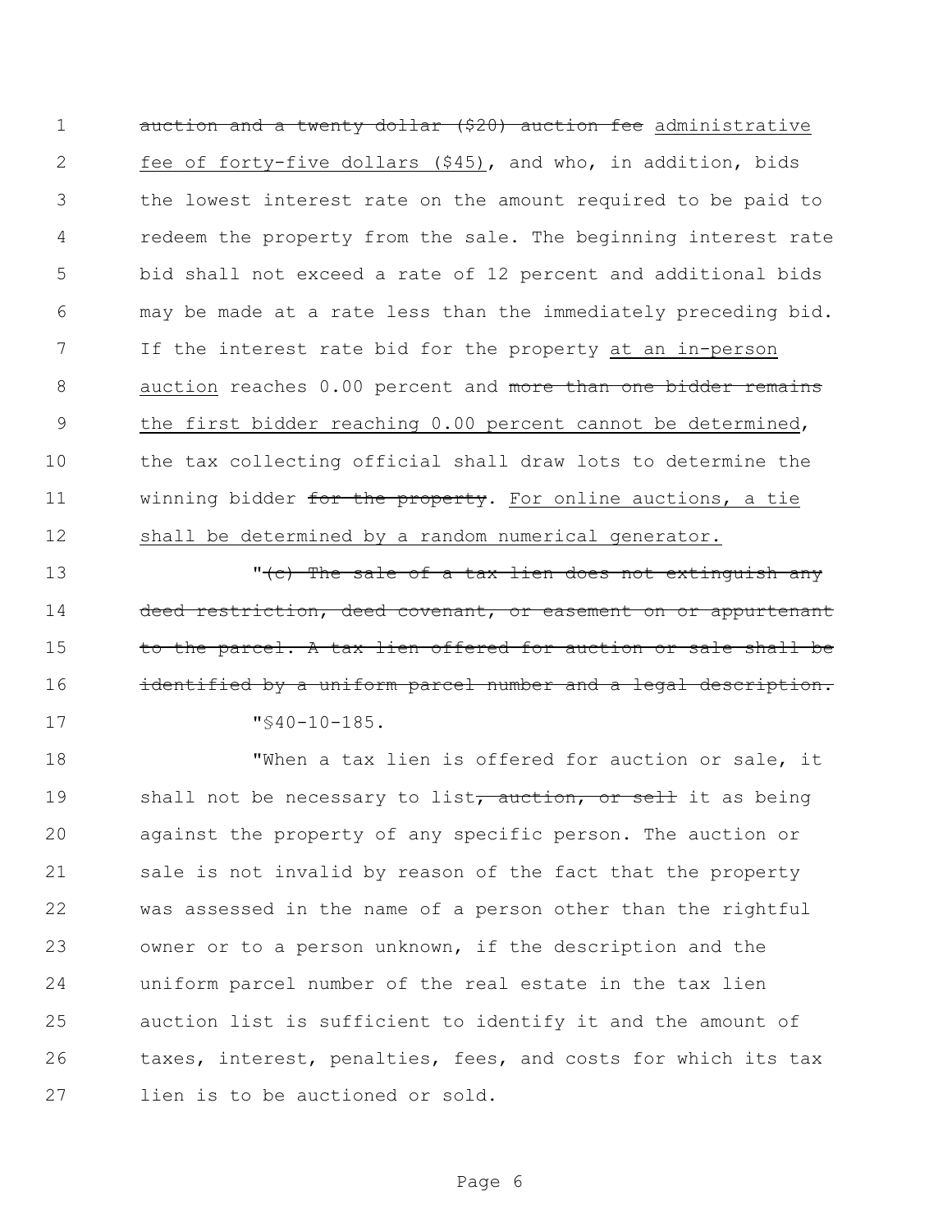auction and a twenty dollar ($20) auction fee administrative fee of forty-five dollars ($45), and who, in addition, bids the lowest interest rate on the amount required to be paid to redeem the property from the sale. The beginning interest rate bid shall not exceed a rate of 12 percent and additional bids may be made at a rate less than the immediately preceding bid. If the interest rate bid for the property at an in-person auction reaches 0.00 percent and more than one bidder remains the first bidder reaching 0.00 percent cannot be determined, the tax collecting official shall draw lots to determine the winning bidder for the property. For online auctions, a tie shall be determined by a random numerical generator.

"(c) The sale of a tax lien does not extinguish any deed restriction, deed covenant, or easement on or appurtenant to the parcel. A tax lien offered for auction or sale shall be identified by a uniform parcel number and a legal description.

"§40-10-185.

"When a tax lien is offered for auction or sale, it shall not be necessary to list, auction, or sell it as being against the property of any specific person. The auction or sale is not invalid by reason of the fact that the property was assessed in the name of a person other than the rightful owner or to a person unknown, if the description and the uniform parcel number of the real estate in the tax lien auction list is sufficient to identify it and the amount of taxes, interest, penalties, fees, and costs for which its tax lien is to be auctioned or sold.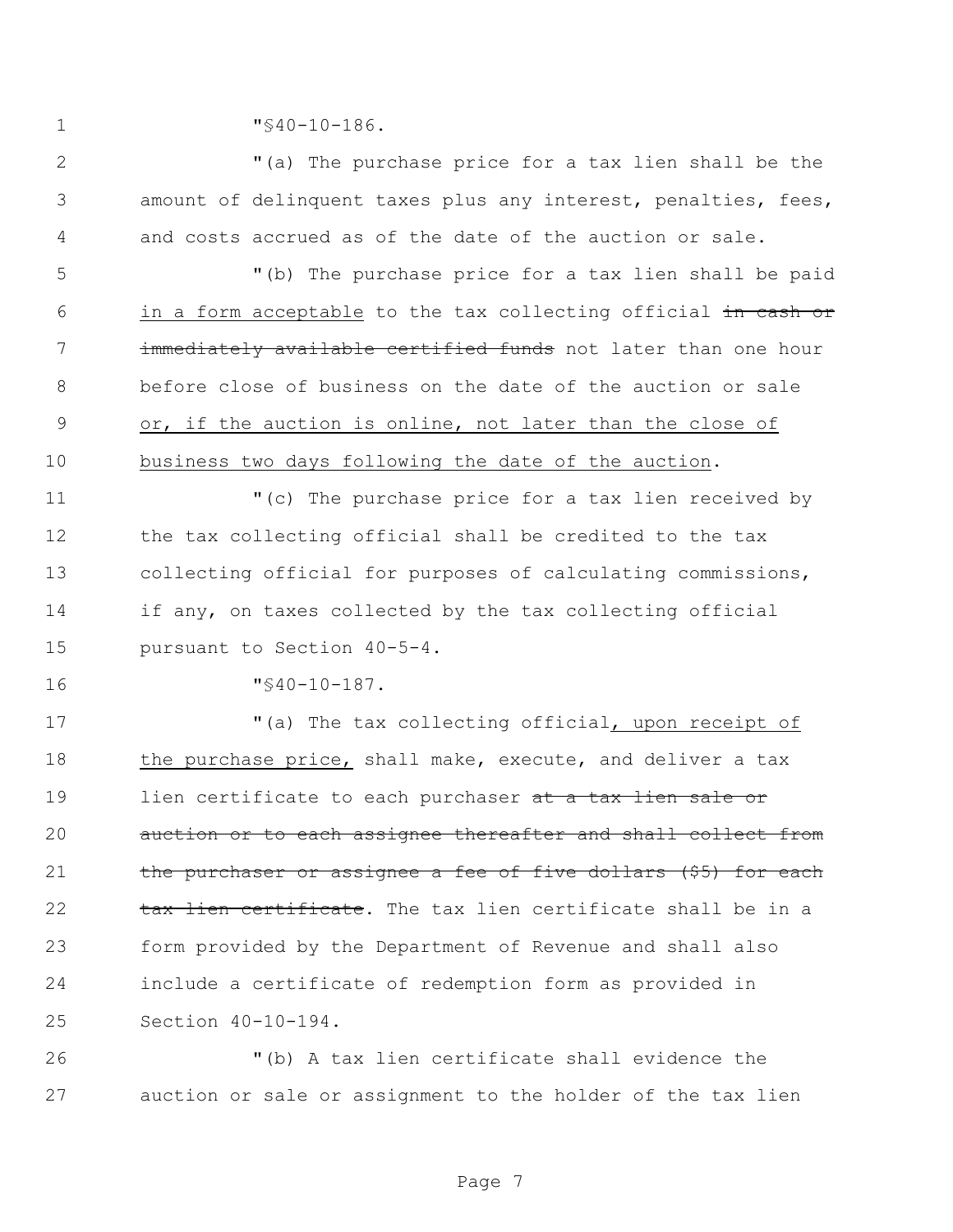"§40-10-186.

"(a) The purchase price for a tax lien shall be the amount of delinquent taxes plus any interest, penalties, fees, and costs accrued as of the date of the auction or sale.

"(b) The purchase price for a tax lien shall be paid <u>in a form acceptable</u> to the tax collecting official ~~in cash or immediately available certified funds~~ not later than one hour before close of business on the date of the auction or sale <u>or, if the auction is online, not later than the close of business two days following the date of the auction</u>.

"(c) The purchase price for a tax lien received by the tax collecting official shall be credited to the tax collecting official for purposes of calculating commissions, if any, on taxes collected by the tax collecting official pursuant to Section 40-5-4.

"§40-10-187.

"(a) The tax collecting official<u>, upon receipt of the purchase price,</u> shall make, execute, and deliver a tax lien certificate to each purchaser ~~at a tax lien sale or auction or to each assignee thereafter and shall collect from the purchaser or assignee a fee of five dollars ($5) for each tax lien certificate~~. The tax lien certificate shall be in a form provided by the Department of Revenue and shall also include a certificate of redemption form as provided in Section 40-10-194.

"(b) A tax lien certificate shall evidence the auction or sale or assignment to the holder of the tax lien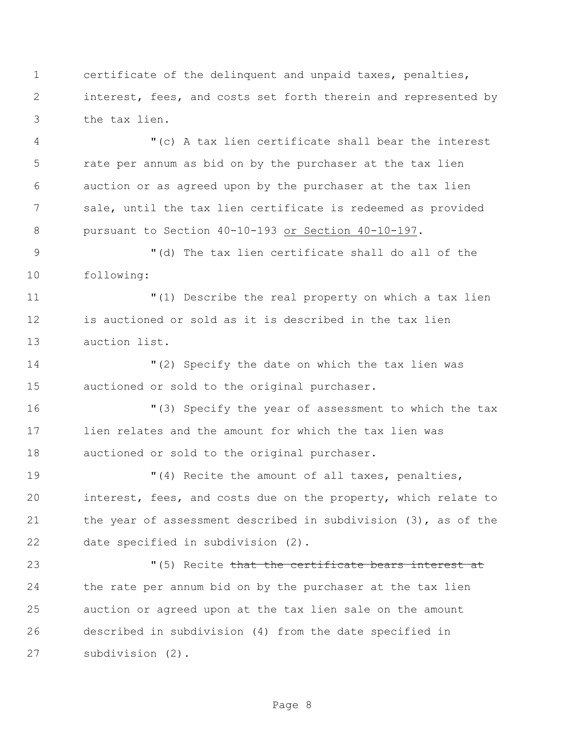certificate of the delinquent and unpaid taxes, penalties, interest, fees, and costs set forth therein and represented by the tax lien.

"(c) A tax lien certificate shall bear the interest rate per annum as bid on by the purchaser at the tax lien auction or as agreed upon by the purchaser at the tax lien sale, until the tax lien certificate is redeemed as provided pursuant to Section 40-10-193 <u>or Section 40-10-197</u>.

"(d) The tax lien certificate shall do all of the following:

"(1) Describe the real property on which a tax lien is auctioned or sold as it is described in the tax lien auction list.

"(2) Specify the date on which the tax lien was auctioned or sold to the original purchaser.

"(3) Specify the year of assessment to which the tax lien relates and the amount for which the tax lien was auctioned or sold to the original purchaser.

"(4) Recite the amount of all taxes, penalties, interest, fees, and costs due on the property, which relate to the year of assessment described in subdivision (3), as of the date specified in subdivision (2).

"(5) Recite ~~that the certificate bears interest at~~ the rate per annum bid on by the purchaser at the tax lien auction or agreed upon at the tax lien sale on the amount described in subdivision (4) from the date specified in subdivision (2).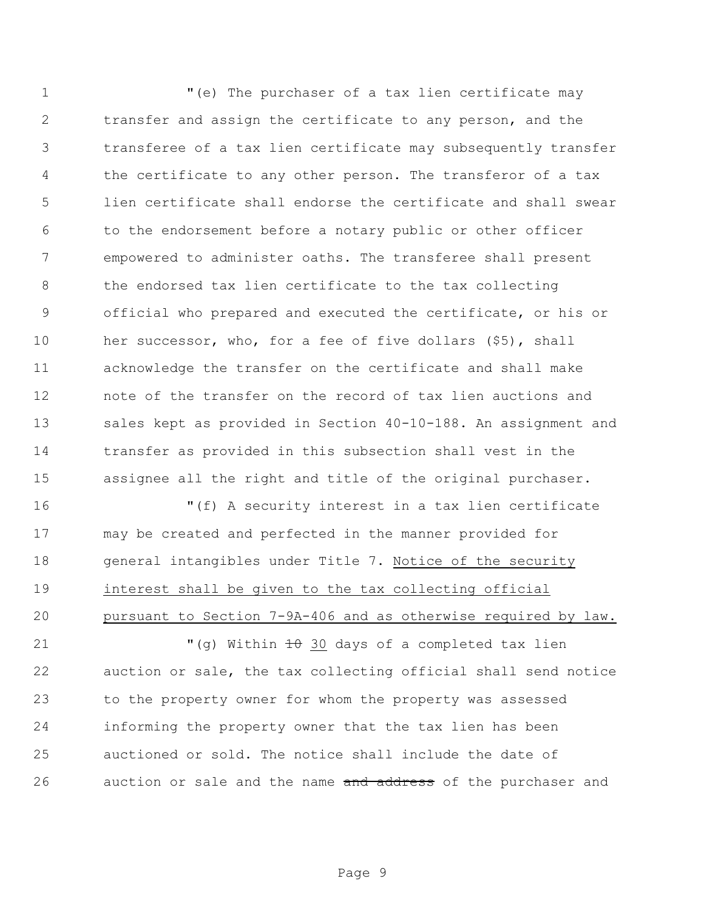"(e) The purchaser of a tax lien certificate may transfer and assign the certificate to any person, and the transferee of a tax lien certificate may subsequently transfer the certificate to any other person. The transferor of a tax lien certificate shall endorse the certificate and shall swear to the endorsement before a notary public or other officer empowered to administer oaths. The transferee shall present the endorsed tax lien certificate to the tax collecting official who prepared and executed the certificate, or his or her successor, who, for a fee of five dollars ($5), shall acknowledge the transfer on the certificate and shall make note of the transfer on the record of tax lien auctions and sales kept as provided in Section 40-10-188. An assignment and transfer as provided in this subsection shall vest in the assignee all the right and title of the original purchaser.

"(f) A security interest in a tax lien certificate may be created and perfected in the manner provided for general intangibles under Title 7. <u>Notice of the security interest shall be given to the tax collecting official pursuant to Section 7-9A-406 and as otherwise required by law.</u>

"(g) Within ~~10~~ <u>30</u> days of a completed tax lien auction or sale, the tax collecting official shall send notice to the property owner for whom the property was assessed informing the property owner that the tax lien has been auctioned or sold. The notice shall include the date of auction or sale and the name ~~and address~~ of the purchaser and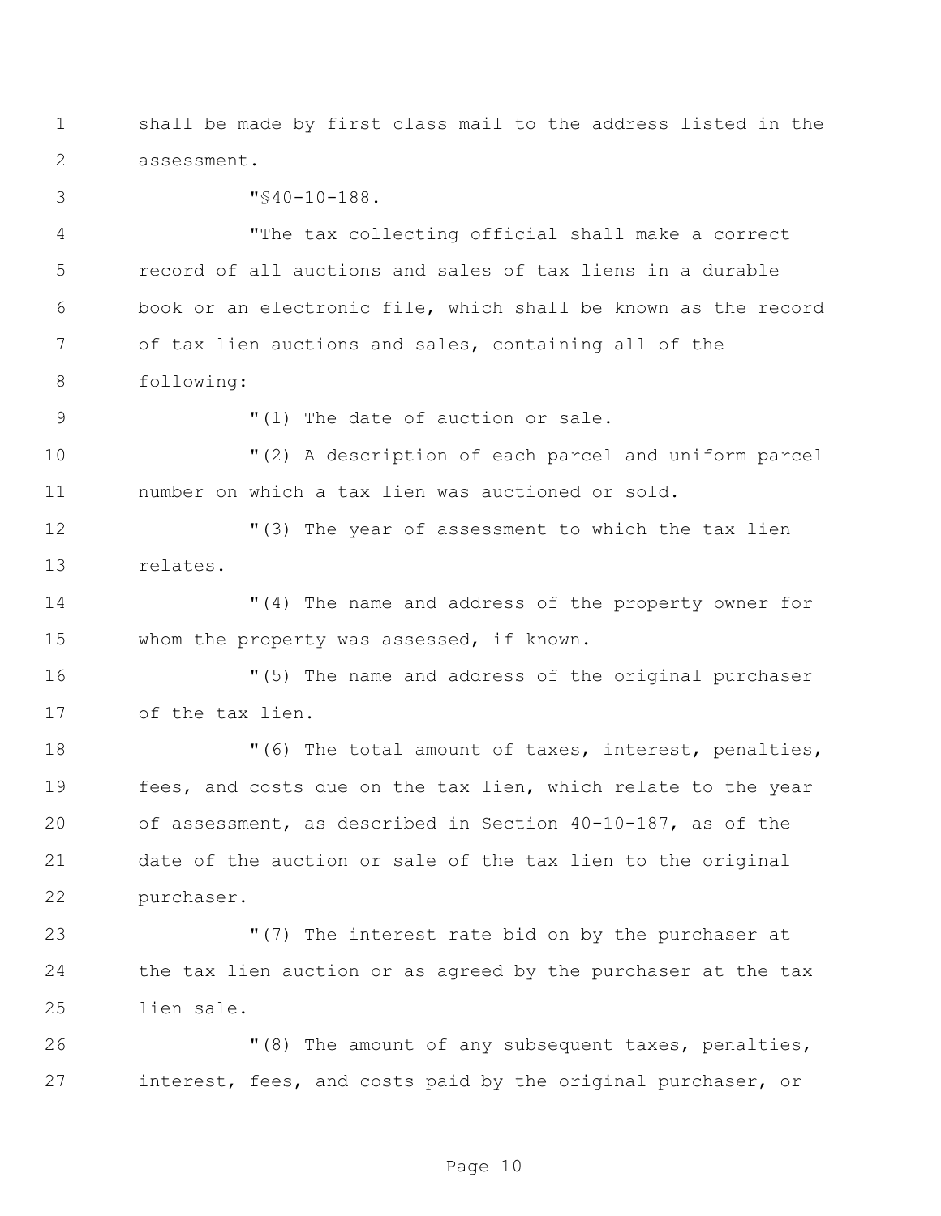shall be made by first class mail to the address listed in the assessment.

"§40-10-188.

"The tax collecting official shall make a correct record of all auctions and sales of tax liens in a durable book or an electronic file, which shall be known as the record of tax lien auctions and sales, containing all of the following:

"(1) The date of auction or sale.

"(2) A description of each parcel and uniform parcel number on which a tax lien was auctioned or sold.

"(3) The year of assessment to which the tax lien relates.

"(4) The name and address of the property owner for whom the property was assessed, if known.

"(5) The name and address of the original purchaser of the tax lien.

"(6) The total amount of taxes, interest, penalties, fees, and costs due on the tax lien, which relate to the year of assessment, as described in Section 40-10-187, as of the date of the auction or sale of the tax lien to the original purchaser.

"(7) The interest rate bid on by the purchaser at the tax lien auction or as agreed by the purchaser at the tax lien sale.

"(8) The amount of any subsequent taxes, penalties, interest, fees, and costs paid by the original purchaser, or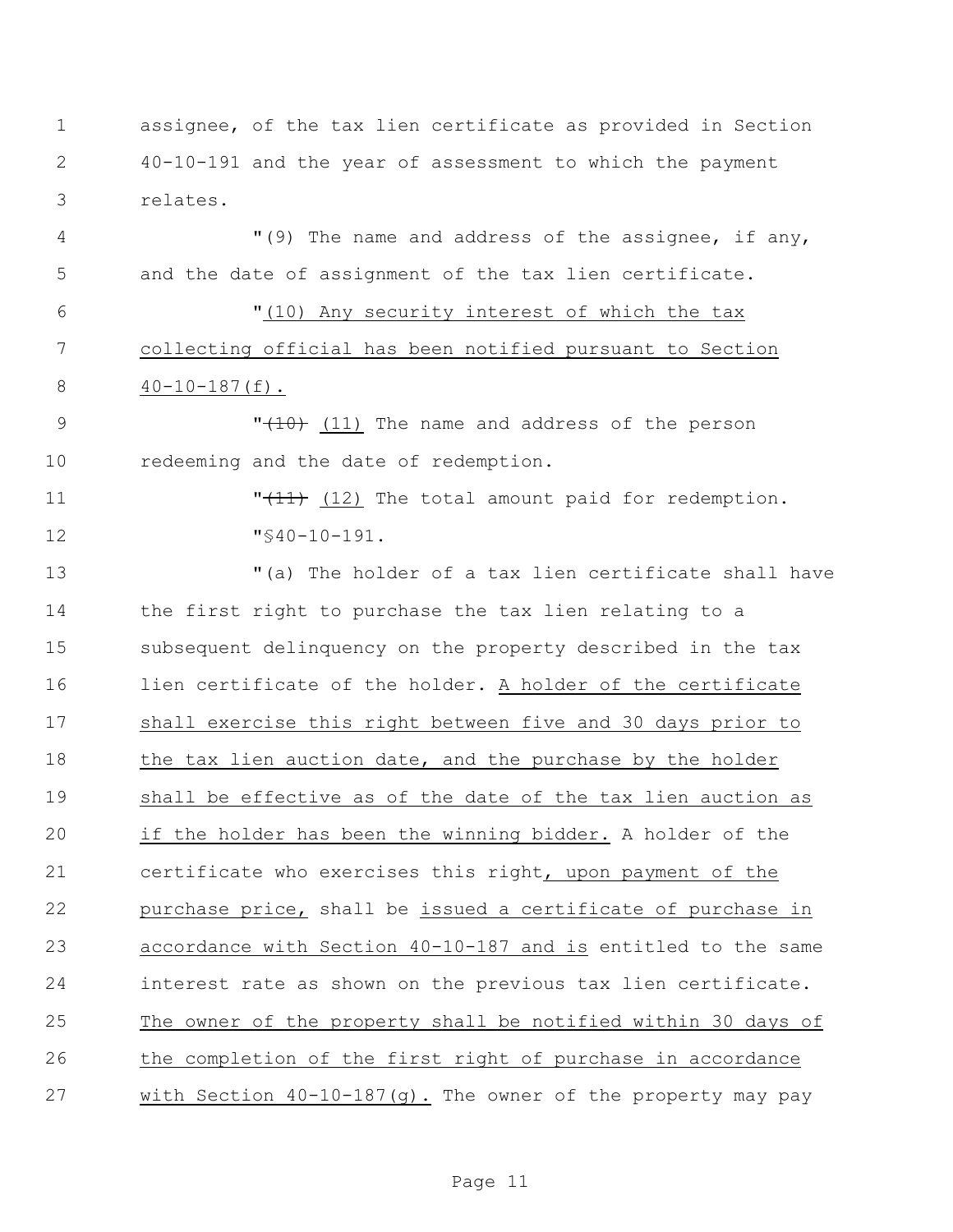assignee, of the tax lien certificate as provided in Section 40-10-191 and the year of assessment to which the payment relates.

"(9) The name and address of the assignee, if any, and the date of assignment of the tax lien certificate.

"(10) Any security interest of which the tax collecting official has been notified pursuant to Section 40-10-187(f).

"~~(10)~~ (11) The name and address of the person redeeming and the date of redemption.

"~~(11)~~ (12) The total amount paid for redemption.

"§40-10-191.

"(a) The holder of a tax lien certificate shall have the first right to purchase the tax lien relating to a subsequent delinquency on the property described in the tax lien certificate of the holder. A holder of the certificate shall exercise this right between five and 30 days prior to the tax lien auction date, and the purchase by the holder shall be effective as of the date of the tax lien auction as if the holder has been the winning bidder. A holder of the certificate who exercises this right, upon payment of the purchase price, shall be issued a certificate of purchase in accordance with Section 40-10-187 and is entitled to the same interest rate as shown on the previous tax lien certificate. The owner of the property shall be notified within 30 days of the completion of the first right of purchase in accordance with Section 40-10-187(g). The owner of the property may pay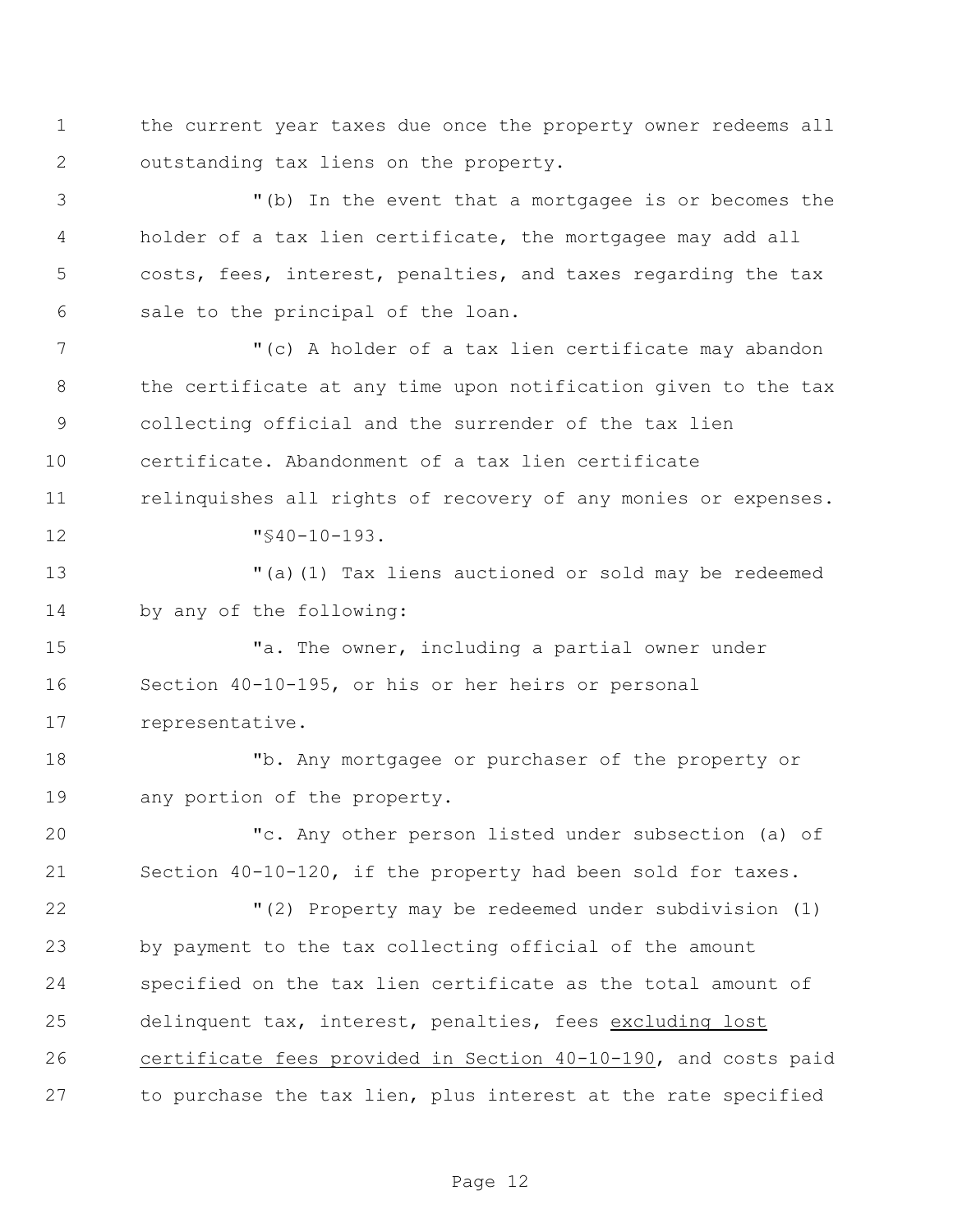the current year taxes due once the property owner redeems all outstanding tax liens on the property.

"(b) In the event that a mortgagee is or becomes the holder of a tax lien certificate, the mortgagee may add all costs, fees, interest, penalties, and taxes regarding the tax sale to the principal of the loan.

"(c) A holder of a tax lien certificate may abandon the certificate at any time upon notification given to the tax collecting official and the surrender of the tax lien certificate. Abandonment of a tax lien certificate relinquishes all rights of recovery of any monies or expenses.

"§40-10-193.

"(a)(1) Tax liens auctioned or sold may be redeemed by any of the following:

"a. The owner, including a partial owner under Section 40-10-195, or his or her heirs or personal representative.

"b. Any mortgagee or purchaser of the property or any portion of the property.

"c. Any other person listed under subsection (a) of Section 40-10-120, if the property had been sold for taxes.

"(2) Property may be redeemed under subdivision (1) by payment to the tax collecting official of the amount specified on the tax lien certificate as the total amount of delinquent tax, interest, penalties, fees <u>excluding lost certificate fees provided in Section 40-10-190</u>, and costs paid to purchase the tax lien, plus interest at the rate specified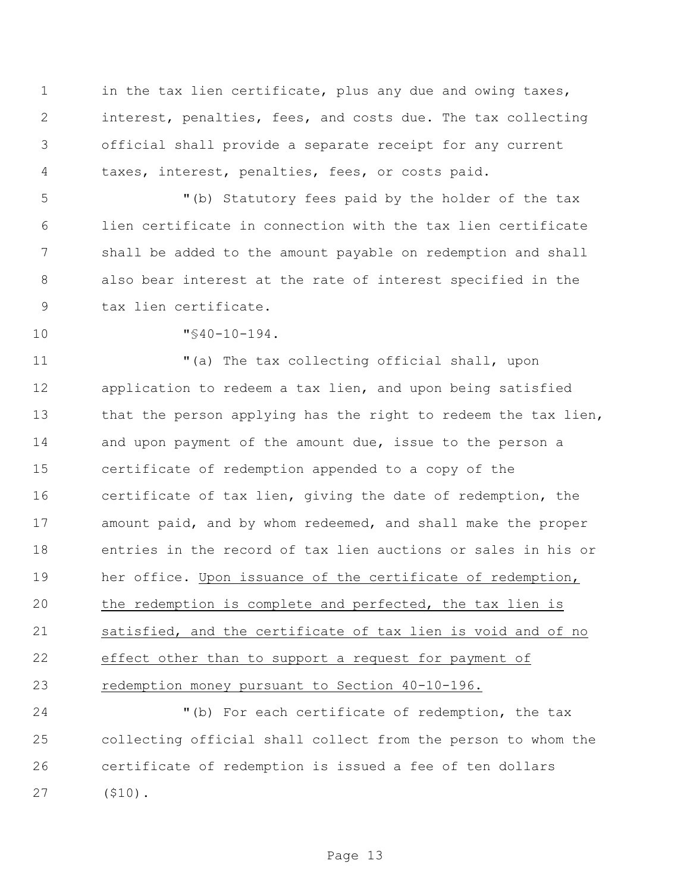in the tax lien certificate, plus any due and owing taxes, interest, penalties, fees, and costs due. The tax collecting official shall provide a separate receipt for any current taxes, interest, penalties, fees, or costs paid.

"(b) Statutory fees paid by the holder of the tax lien certificate in connection with the tax lien certificate shall be added to the amount payable on redemption and shall also bear interest at the rate of interest specified in the tax lien certificate.

"§40-10-194.

"(a) The tax collecting official shall, upon application to redeem a tax lien, and upon being satisfied that the person applying has the right to redeem the tax lien, and upon payment of the amount due, issue to the person a certificate of redemption appended to a copy of the certificate of tax lien, giving the date of redemption, the amount paid, and by whom redeemed, and shall make the proper entries in the record of tax lien auctions or sales in his or her office. <u>Upon issuance of the certificate of redemption, the redemption is complete and perfected, the tax lien is satisfied, and the certificate of tax lien is void and of no effect other than to support a request for payment of redemption money pursuant to Section 40-10-196.</u>

"(b) For each certificate of redemption, the tax collecting official shall collect from the person to whom the certificate of redemption is issued a fee of ten dollars ($10).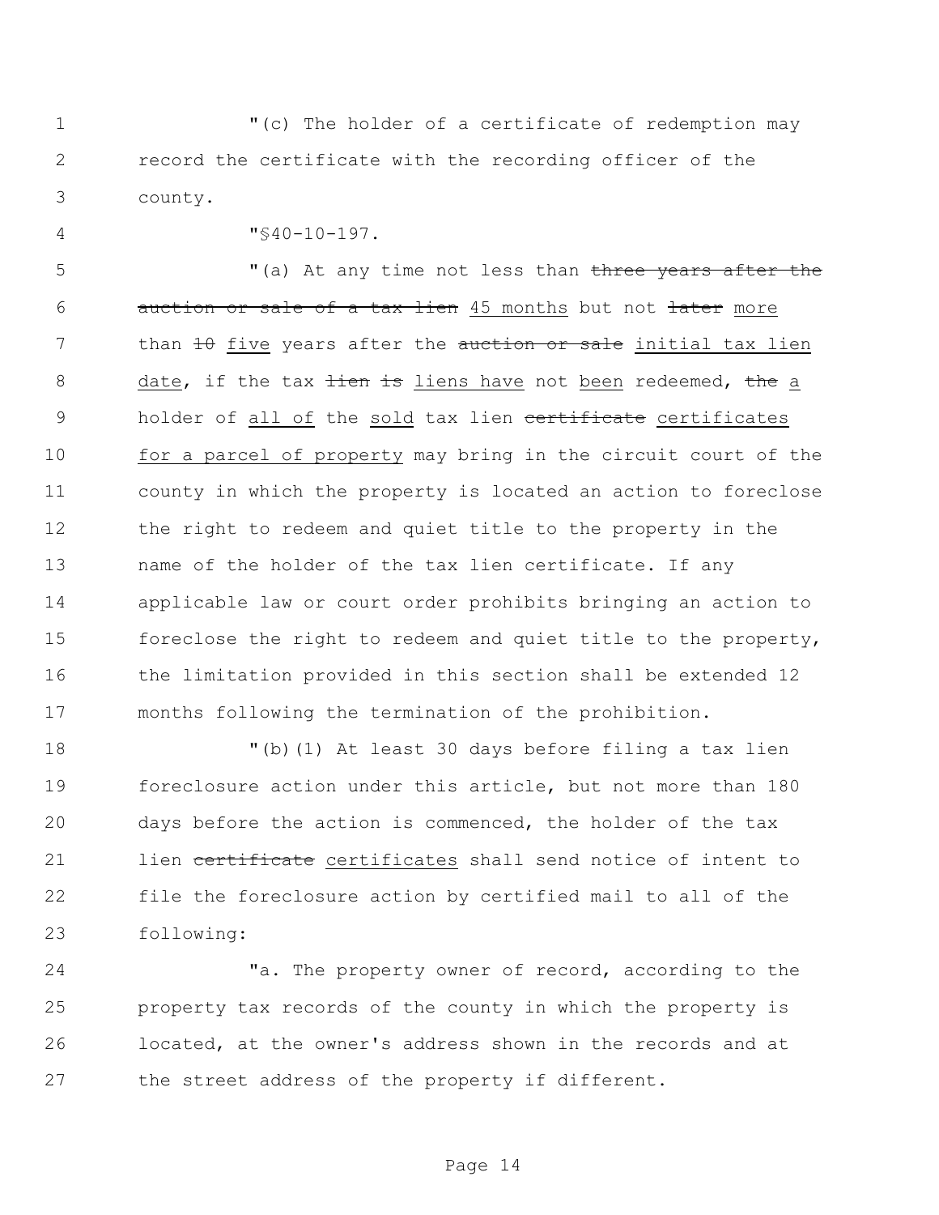"(c) The holder of a certificate of redemption may record the certificate with the recording officer of the county.

"§40-10-197.

"(a) At any time not less than ~~three years after the auction or sale of a tax lien~~ 45 months but not ~~later~~ more than ~~10~~ five years after the ~~auction or sale~~ initial tax lien date, if the tax ~~lien is~~ liens have not been redeemed, ~~the~~ a holder of all of the sold tax lien ~~certificate~~ certificates for a parcel of property may bring in the circuit court of the county in which the property is located an action to foreclose the right to redeem and quiet title to the property in the name of the holder of the tax lien certificate. If any applicable law or court order prohibits bringing an action to foreclose the right to redeem and quiet title to the property, the limitation provided in this section shall be extended 12 months following the termination of the prohibition.

"(b)(1) At least 30 days before filing a tax lien foreclosure action under this article, but not more than 180 days before the action is commenced, the holder of the tax lien ~~certificate~~ certificates shall send notice of intent to file the foreclosure action by certified mail to all of the following:

"a. The property owner of record, according to the property tax records of the county in which the property is located, at the owner's address shown in the records and at the street address of the property if different.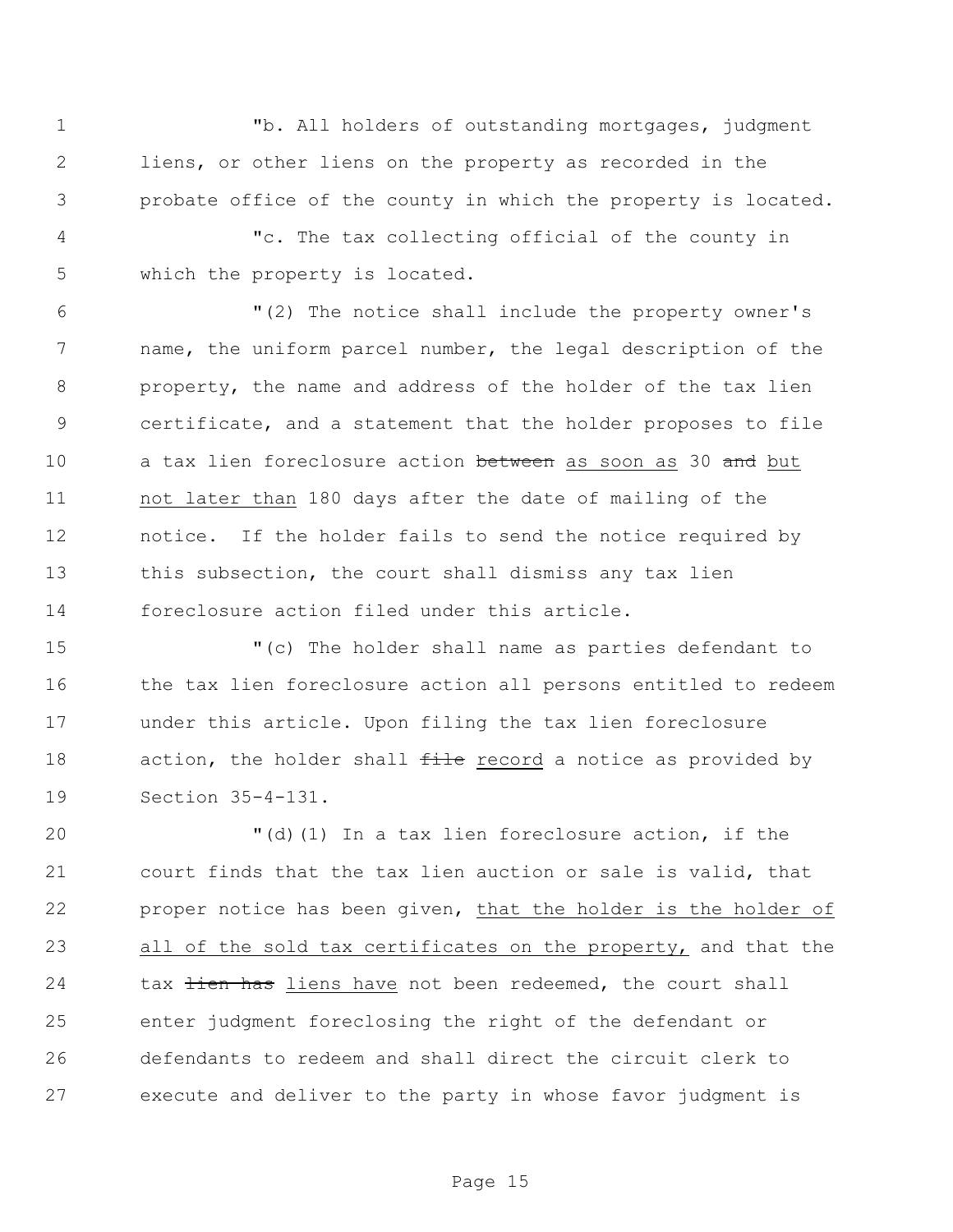"b. All holders of outstanding mortgages, judgment liens, or other liens on the property as recorded in the probate office of the county in which the property is located.

"c. The tax collecting official of the county in which the property is located.

"(2) The notice shall include the property owner's name, the uniform parcel number, the legal description of the property, the name and address of the holder of the tax lien certificate, and a statement that the holder proposes to file a tax lien foreclosure action ~~between~~ <u>as soon as</u> 30 ~~and~~ <u>but not later than</u> 180 days after the date of mailing of the notice. If the holder fails to send the notice required by this subsection, the court shall dismiss any tax lien foreclosure action filed under this article.

"(c) The holder shall name as parties defendant to the tax lien foreclosure action all persons entitled to redeem under this article. Upon filing the tax lien foreclosure action, the holder shall ~~file~~ <u>record</u> a notice as provided by Section 35-4-131.

"(d)(1) In a tax lien foreclosure action, if the court finds that the tax lien auction or sale is valid, that proper notice has been given, <u>that the holder is the holder of all of the sold tax certificates on the property,</u> and that the tax ~~lien has~~ <u>liens have</u> not been redeemed, the court shall enter judgment foreclosing the right of the defendant or defendants to redeem and shall direct the circuit clerk to execute and deliver to the party in whose favor judgment is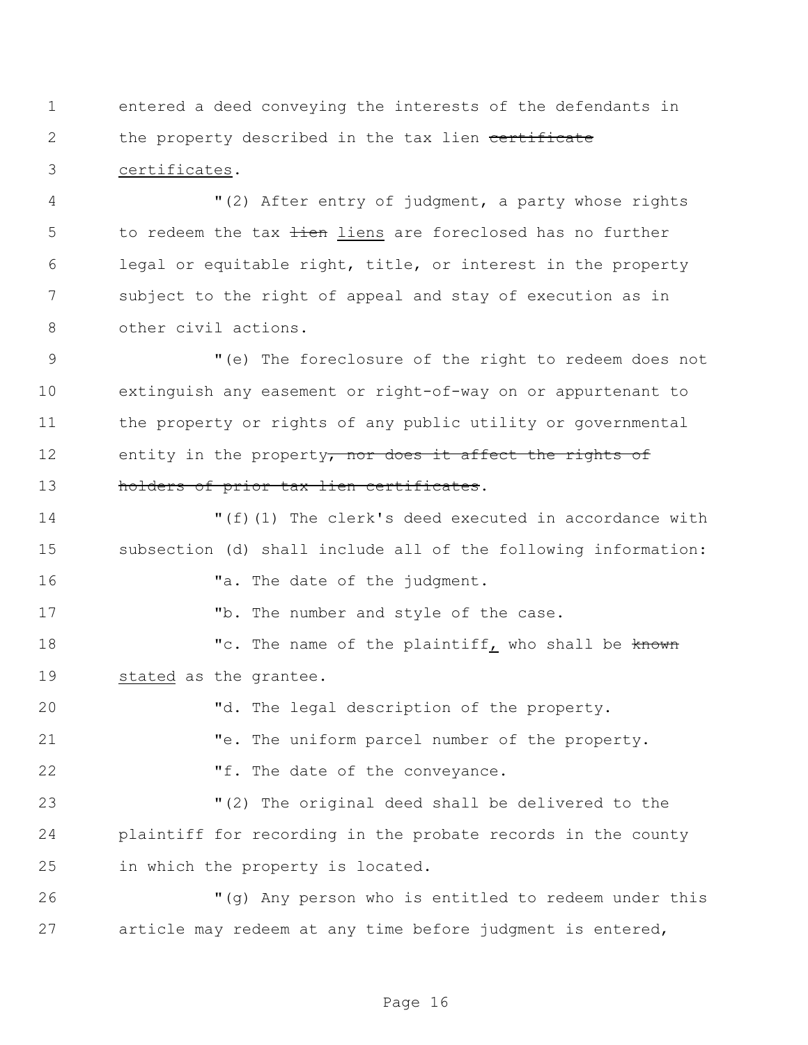entered a deed conveying the interests of the defendants in the property described in the tax lien ~~certificate~~ <u>certificates</u>.

"(2) After entry of judgment, a party whose rights to redeem the tax ~~lien~~ <u>liens</u> are foreclosed has no further legal or equitable right, title, or interest in the property subject to the right of appeal and stay of execution as in other civil actions.

"(e) The foreclosure of the right to redeem does not extinguish any easement or right-of-way on or appurtenant to the property or rights of any public utility or governmental entity in the property~~, nor does it affect the rights of holders of prior tax lien certificates~~.

"(f)(1) The clerk's deed executed in accordance with subsection (d) shall include all of the following information:

"a. The date of the judgment.

"b. The number and style of the case.

"c. The name of the plaintiff<u>,</u> who shall be ~~known~~ <u>stated</u> as the grantee.

"d. The legal description of the property.

"e. The uniform parcel number of the property.

"f. The date of the conveyance.

"(2) The original deed shall be delivered to the plaintiff for recording in the probate records in the county in which the property is located.

"(g) Any person who is entitled to redeem under this article may redeem at any time before judgment is entered,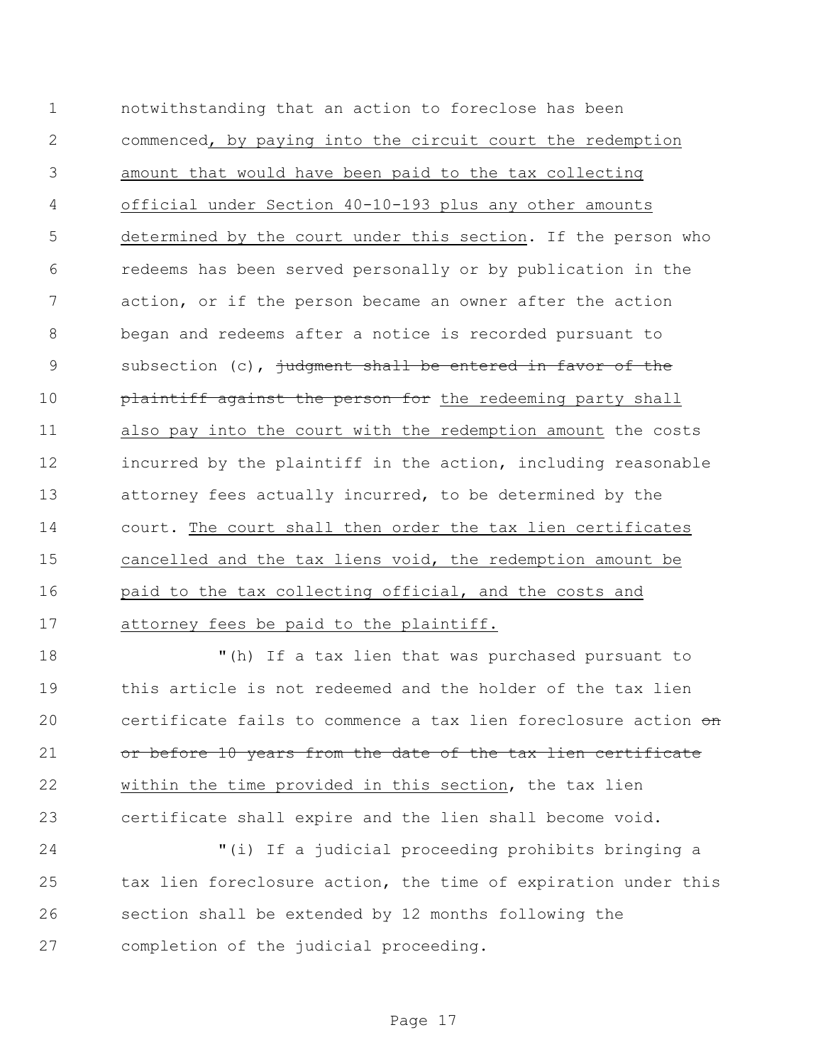notwithstanding that an action to foreclose has been commenced<u>, by paying into the circuit court the redemption amount that would have been paid to the tax collecting official under Section 40-10-193 plus any other amounts determined by the court under this section</u>. If the person who redeems has been served personally or by publication in the action, or if the person became an owner after the action began and redeems after a notice is recorded pursuant to subsection (c), ~~judgment shall be entered in favor of the plaintiff against the person for~~ <u>the redeeming party shall also pay into the court with the redemption amount</u> the costs incurred by the plaintiff in the action, including reasonable attorney fees actually incurred, to be determined by the court. <u>The court shall then order the tax lien certificates cancelled and the tax liens void, the redemption amount be paid to the tax collecting official, and the costs and attorney fees be paid to the plaintiff.</u>

"(h) If a tax lien that was purchased pursuant to this article is not redeemed and the holder of the tax lien certificate fails to commence a tax lien foreclosure action ~~on or before 10 years from the date of the tax lien certificate~~ <u>within the time provided in this section</u>, the tax lien certificate shall expire and the lien shall become void.

"(i) If a judicial proceeding prohibits bringing a tax lien foreclosure action, the time of expiration under this section shall be extended by 12 months following the completion of the judicial proceeding.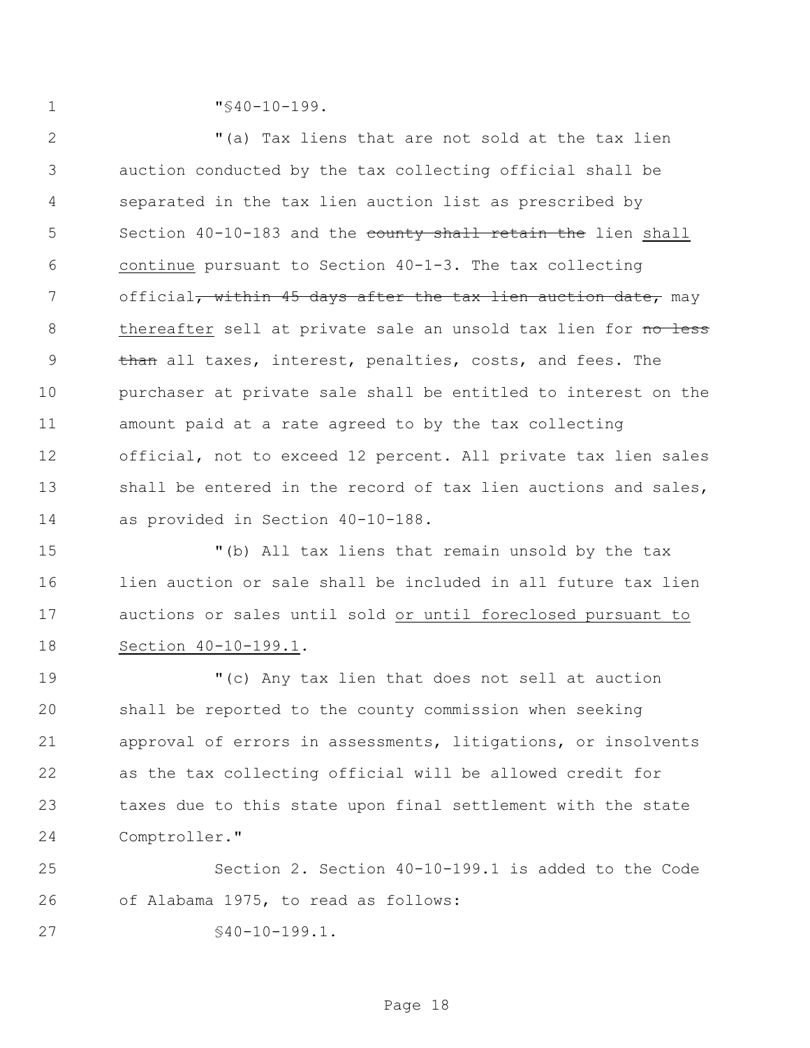"§40-10-199.

"(a) Tax liens that are not sold at the tax lien auction conducted by the tax collecting official shall be separated in the tax lien auction list as prescribed by Section 40-10-183 and the ~~county shall retain the~~ lien <u>shall continue</u> pursuant to Section 40-1-3. The tax collecting official~~, within 45 days after the tax lien auction date,~~ may <u>thereafter</u> sell at private sale an unsold tax lien for ~~no less than~~ all taxes, interest, penalties, costs, and fees. The purchaser at private sale shall be entitled to interest on the amount paid at a rate agreed to by the tax collecting official, not to exceed 12 percent. All private tax lien sales shall be entered in the record of tax lien auctions and sales, as provided in Section 40-10-188.

"(b) All tax liens that remain unsold by the tax lien auction or sale shall be included in all future tax lien auctions or sales until sold <u>or until foreclosed pursuant to Section 40-10-199.1</u>.

"(c) Any tax lien that does not sell at auction shall be reported to the county commission when seeking approval of errors in assessments, litigations, or insolvents as the tax collecting official will be allowed credit for taxes due to this state upon final settlement with the state Comptroller."

Section 2. Section 40-10-199.1 is added to the Code of Alabama 1975, to read as follows:

§40-10-199.1.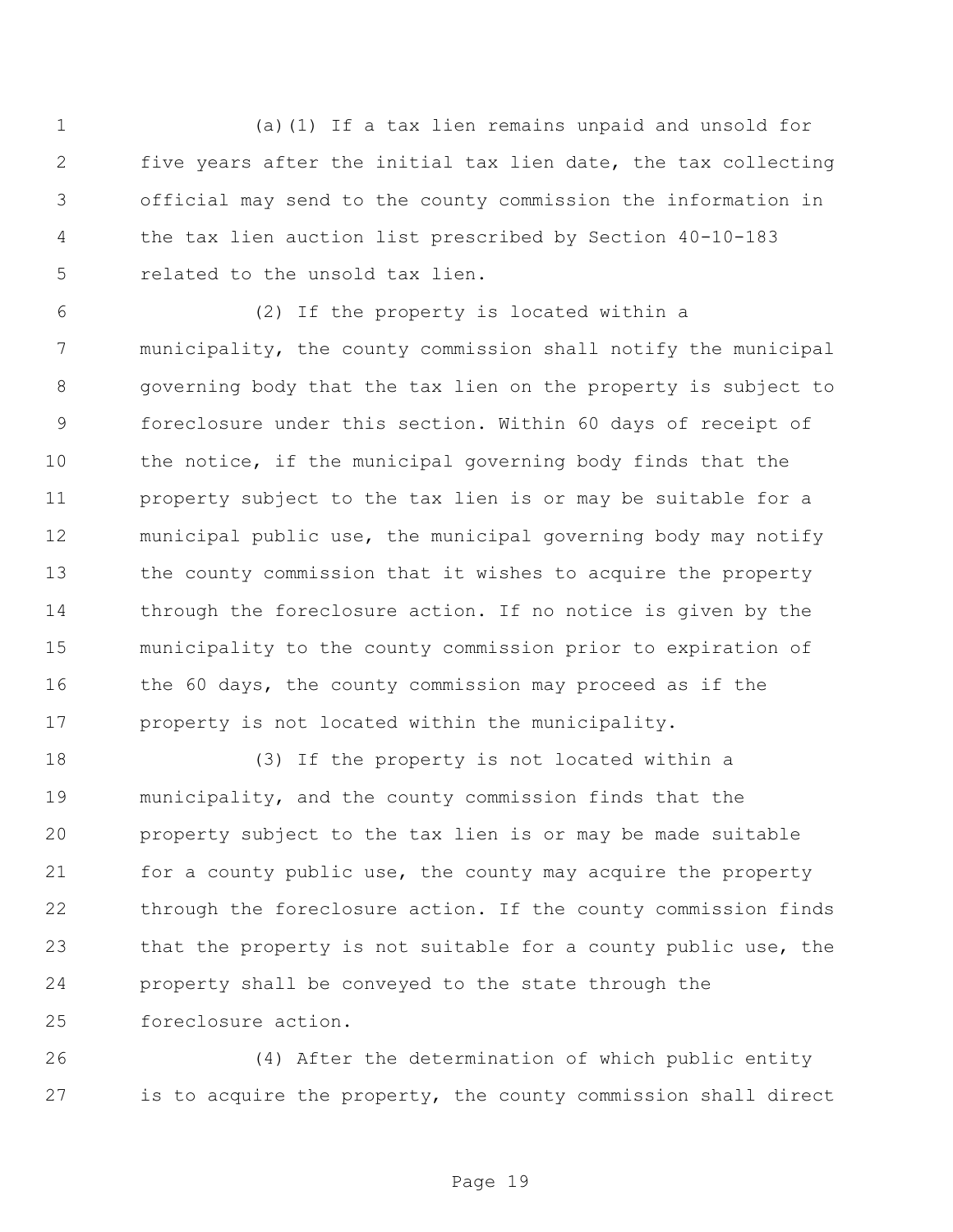(a)(1) If a tax lien remains unpaid and unsold for five years after the initial tax lien date, the tax collecting official may send to the county commission the information in the tax lien auction list prescribed by Section 40-10-183 related to the unsold tax lien.

(2) If the property is located within a municipality, the county commission shall notify the municipal governing body that the tax lien on the property is subject to foreclosure under this section. Within 60 days of receipt of the notice, if the municipal governing body finds that the property subject to the tax lien is or may be suitable for a municipal public use, the municipal governing body may notify the county commission that it wishes to acquire the property through the foreclosure action. If no notice is given by the municipality to the county commission prior to expiration of the 60 days, the county commission may proceed as if the property is not located within the municipality.

(3) If the property is not located within a municipality, and the county commission finds that the property subject to the tax lien is or may be made suitable for a county public use, the county may acquire the property through the foreclosure action. If the county commission finds that the property is not suitable for a county public use, the property shall be conveyed to the state through the foreclosure action.

(4) After the determination of which public entity is to acquire the property, the county commission shall direct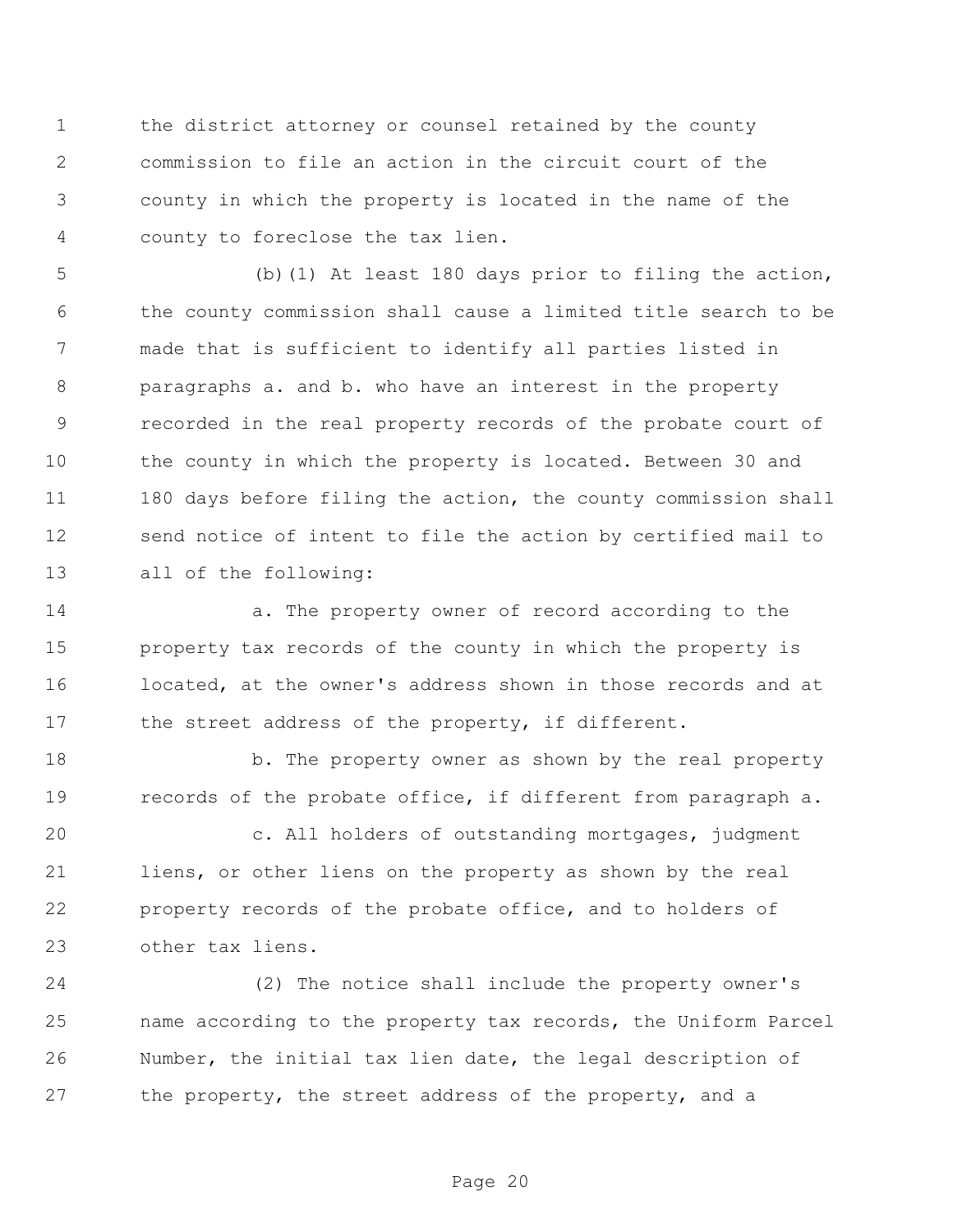the district attorney or counsel retained by the county commission to file an action in the circuit court of the county in which the property is located in the name of the county to foreclose the tax lien.

(b)(1) At least 180 days prior to filing the action, the county commission shall cause a limited title search to be made that is sufficient to identify all parties listed in paragraphs a. and b. who have an interest in the property recorded in the real property records of the probate court of the county in which the property is located. Between 30 and 180 days before filing the action, the county commission shall send notice of intent to file the action by certified mail to all of the following:

a. The property owner of record according to the property tax records of the county in which the property is located, at the owner's address shown in those records and at the street address of the property, if different.

b. The property owner as shown by the real property records of the probate office, if different from paragraph a.

c. All holders of outstanding mortgages, judgment liens, or other liens on the property as shown by the real property records of the probate office, and to holders of other tax liens.

(2) The notice shall include the property owner's name according to the property tax records, the Uniform Parcel Number, the initial tax lien date, the legal description of the property, the street address of the property, and a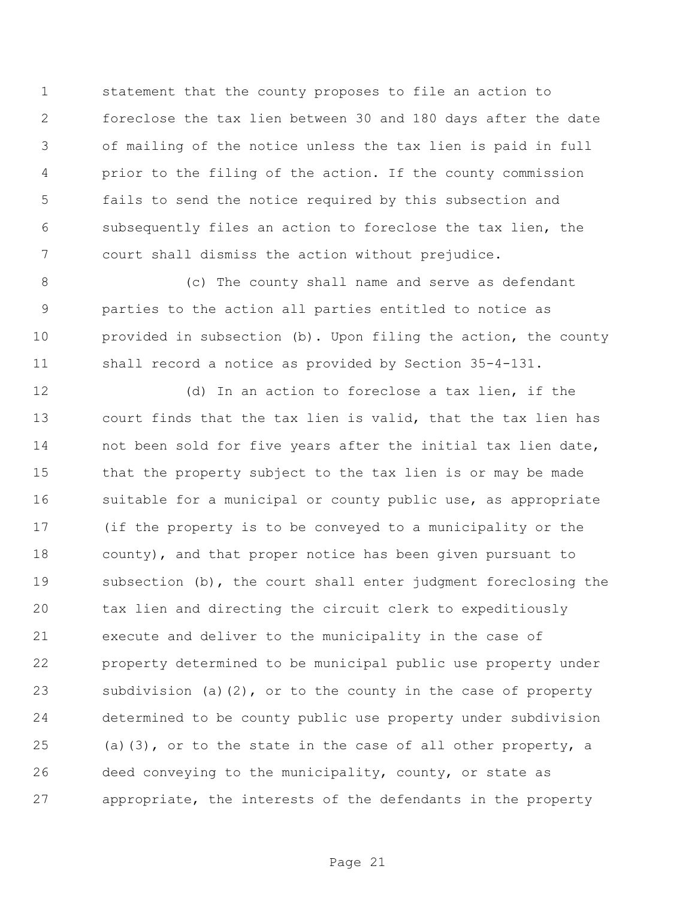statement that the county proposes to file an action to foreclose the tax lien between 30 and 180 days after the date of mailing of the notice unless the tax lien is paid in full prior to the filing of the action. If the county commission fails to send the notice required by this subsection and subsequently files an action to foreclose the tax lien, the court shall dismiss the action without prejudice.

(c) The county shall name and serve as defendant parties to the action all parties entitled to notice as provided in subsection (b). Upon filing the action, the county shall record a notice as provided by Section 35-4-131.

(d) In an action to foreclose a tax lien, if the court finds that the tax lien is valid, that the tax lien has not been sold for five years after the initial tax lien date, that the property subject to the tax lien is or may be made suitable for a municipal or county public use, as appropriate (if the property is to be conveyed to a municipality or the county), and that proper notice has been given pursuant to subsection (b), the court shall enter judgment foreclosing the tax lien and directing the circuit clerk to expeditiously execute and deliver to the municipality in the case of property determined to be municipal public use property under subdivision (a)(2), or to the county in the case of property determined to be county public use property under subdivision (a)(3), or to the state in the case of all other property, a deed conveying to the municipality, county, or state as appropriate, the interests of the defendants in the property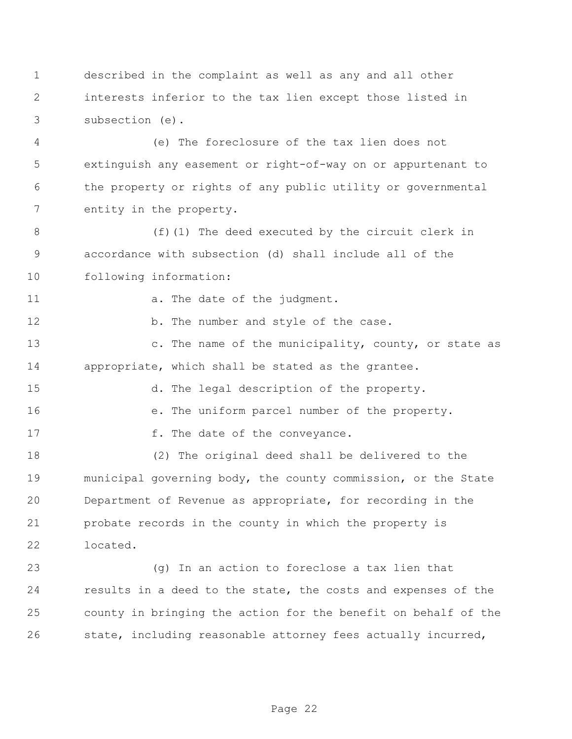described in the complaint as well as any and all other interests inferior to the tax lien except those listed in subsection (e).

(e) The foreclosure of the tax lien does not extinguish any easement or right-of-way on or appurtenant to the property or rights of any public utility or governmental entity in the property.

(f)(1) The deed executed by the circuit clerk in accordance with subsection (d) shall include all of the following information:

a. The date of the judgment.

b. The number and style of the case.

c. The name of the municipality, county, or state as appropriate, which shall be stated as the grantee.

d. The legal description of the property.

e. The uniform parcel number of the property.

f. The date of the conveyance.

(2) The original deed shall be delivered to the municipal governing body, the county commission, or the State Department of Revenue as appropriate, for recording in the probate records in the county in which the property is located.

(g) In an action to foreclose a tax lien that results in a deed to the state, the costs and expenses of the county in bringing the action for the benefit on behalf of the state, including reasonable attorney fees actually incurred,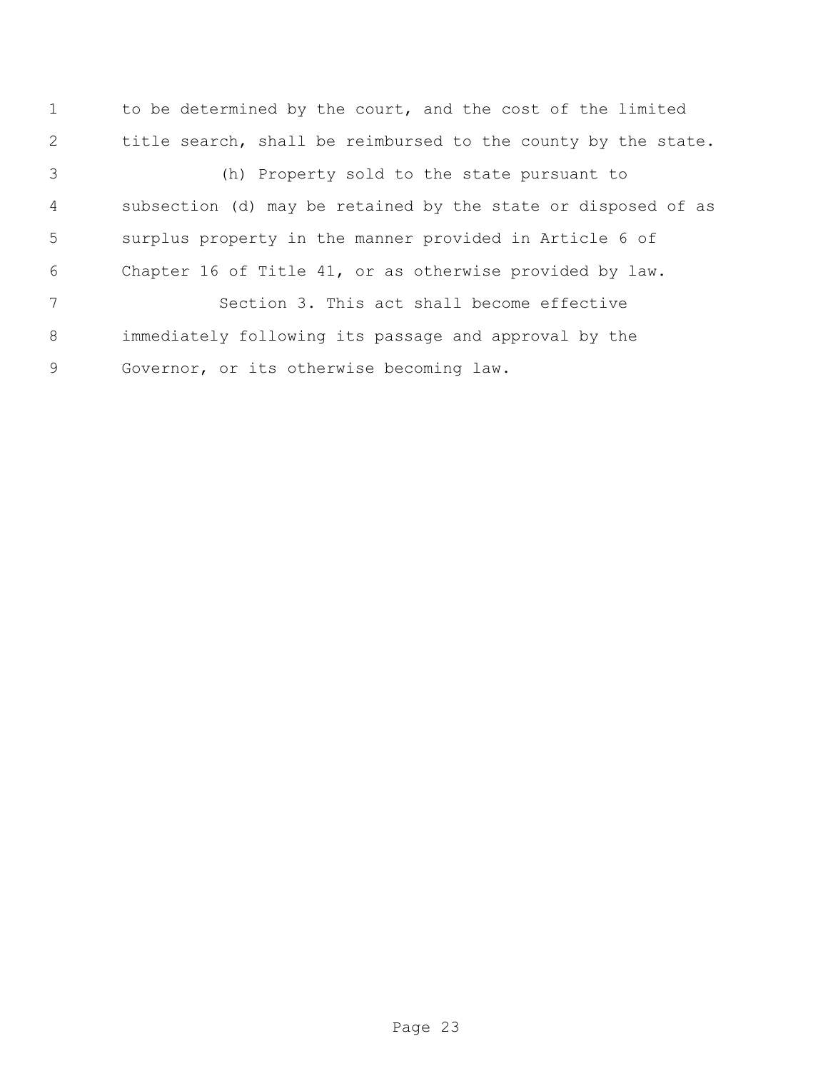to be determined by the court, and the cost of the limited title search, shall be reimbursed to the county by the state.

(h) Property sold to the state pursuant to subsection (d) may be retained by the state or disposed of as surplus property in the manner provided in Article 6 of Chapter 16 of Title 41, or as otherwise provided by law.

Section 3. This act shall become effective immediately following its passage and approval by the Governor, or its otherwise becoming law.